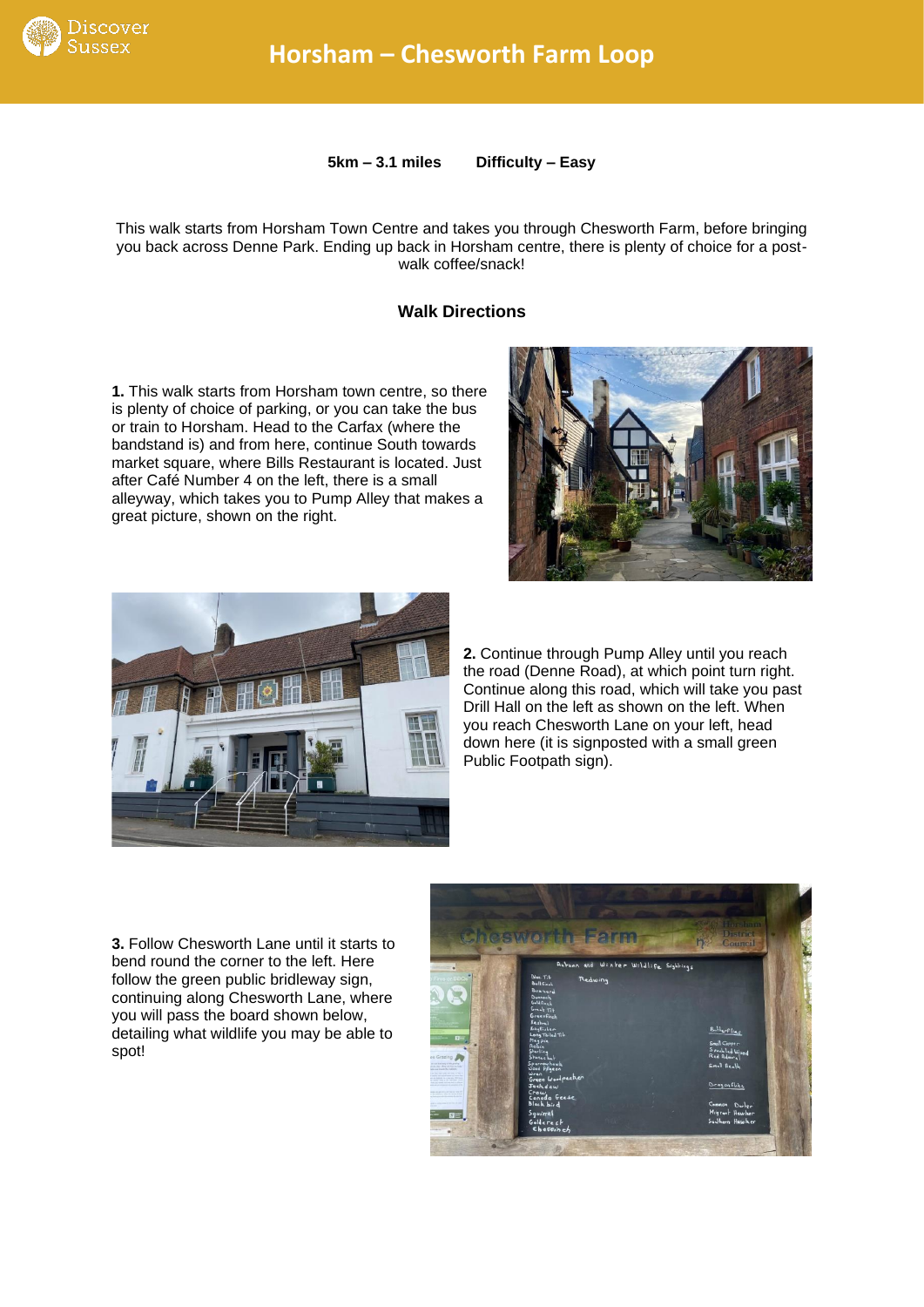# Horsham – Chesworth Farm Loop

**5km – 3.1 miles        Difficulty – Easy**

This walk starts from Horsham Town Centre and takes you through Chesworth Farm, before bringing you back across Denne Park. Ending up back in Horsham centre, there is plenty of choice for a post-walk coffee/snack!

## Walk Directions

**1.** This walk starts from Horsham town centre, so there is plenty of choice of parking, or you can take the bus or train to Horsham. Head to the Carfax (where the bandstand is) and from here, continue South towards market square, where Bills Restaurant is located. Just after Café Number 4 on the left, there is a small alleyway, which takes you to Pump Alley that makes a great picture, shown on the right.

**2.** Continue through Pump Alley until you reach the road (Denne Road), at which point turn right. Continue along this road, which will take you past Drill Hall on the left as shown on the left. When you reach Chesworth Lane on your left, head down here (it is signposted with a small green Public Footpath sign).

**3.** Follow Chesworth Lane until it starts to bend round the corner to the left. Here follow the green public bridleway sign, continuing along Chesworth Lane, where you will pass the board shown below, detailing what wildlife you may be able to spot!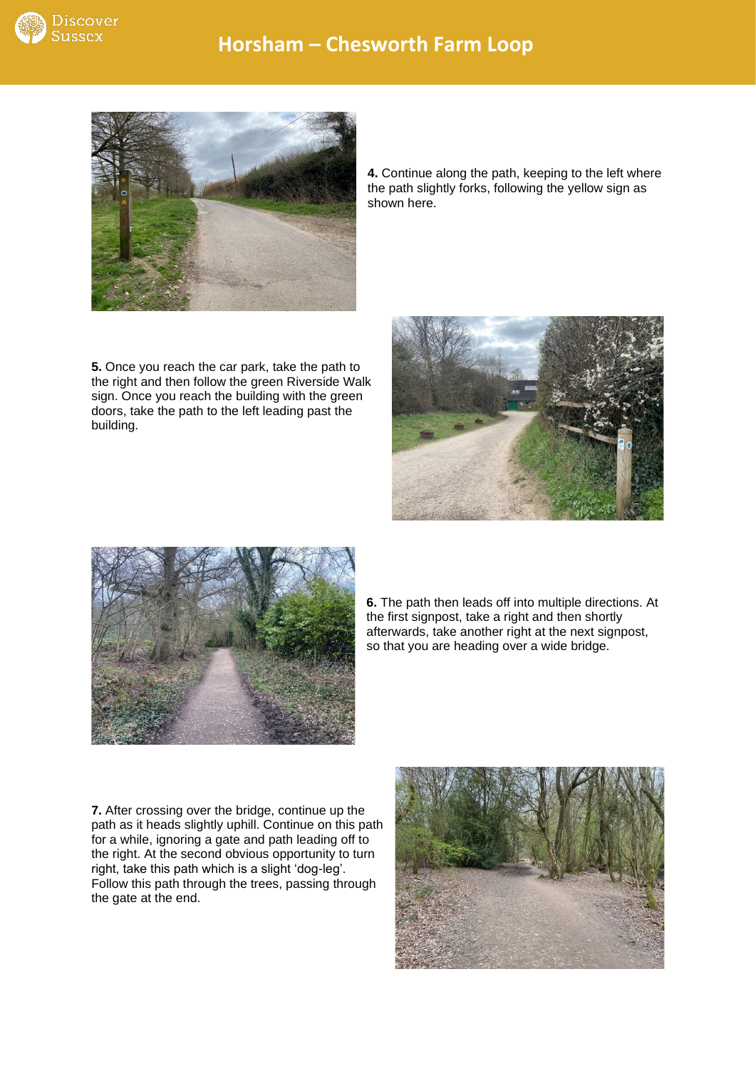**4.** Continue along the path, keeping to the left where the path slightly forks, following the yellow sign as shown here.

**5.** Once you reach the car park, take the path to the right and then follow the green Riverside Walk sign. Once you reach the building with the green doors, take the path to the left leading past the building.

**6.** The path then leads off into multiple directions. At the first signpost, take a right and then shortly afterwards, take another right at the next signpost, so that you are heading over a wide bridge.

**7.** After crossing over the bridge, continue up the path as it heads slightly uphill. Continue on this path for a while, ignoring a gate and path leading off to the right. At the second obvious opportunity to turn right, take this path which is a slight 'dog-leg'. Follow this path through the trees, passing through the gate at the end.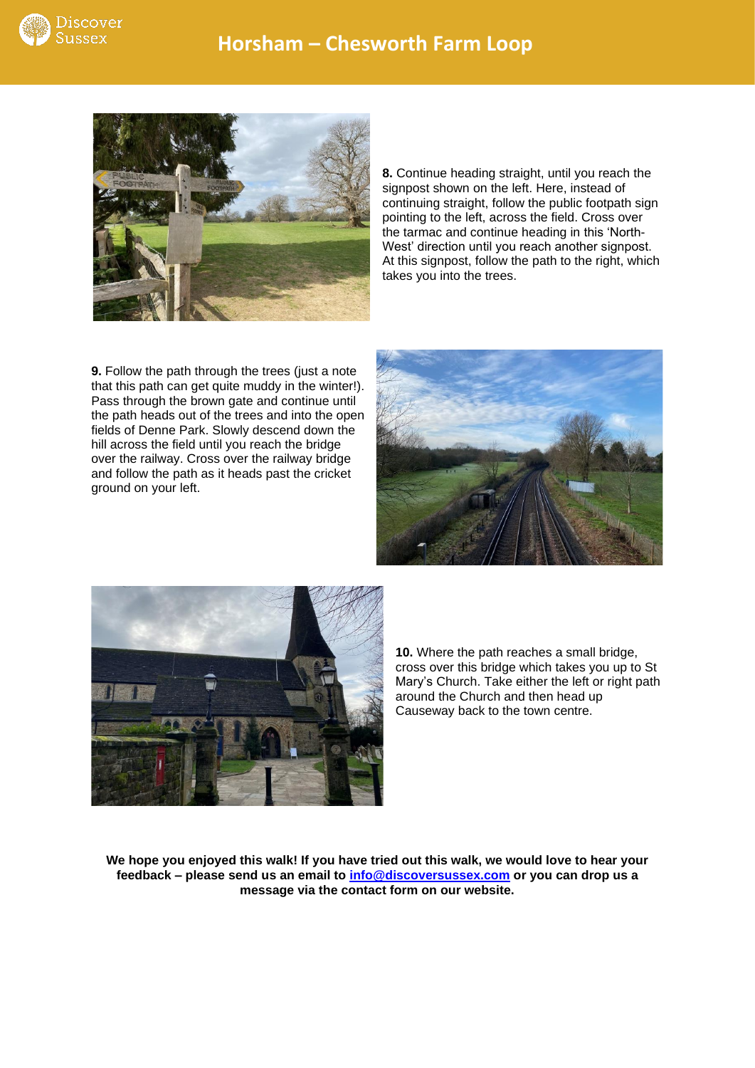# Horsham – Chesworth Farm Loop

**8.** Continue heading straight, until you reach the signpost shown on the left. Here, instead of continuing straight, follow the public footpath sign pointing to the left, across the field. Cross over the tarmac and continue heading in this 'North-West' direction until you reach another signpost. At this signpost, follow the path to the right, which takes you into the trees.

**9.** Follow the path through the trees (just a note that this path can get quite muddy in the winter!). Pass through the brown gate and continue until the path heads out of the trees and into the open fields of Denne Park. Slowly descend down the hill across the field until you reach the bridge over the railway. Cross over the railway bridge and follow the path as it heads past the cricket ground on your left.

**10.** Where the path reaches a small bridge, cross over this bridge which takes you up to St Mary's Church. Take either the left or right path around the Church and then head up Causeway back to the town centre.

**We hope you enjoyed this walk! If you have tried out this walk, we would love to hear your feedback – please send us an email to [info@discoversussex.com](mailto:info@discoversussex.com) or you can drop us a message via the contact form on our website.**